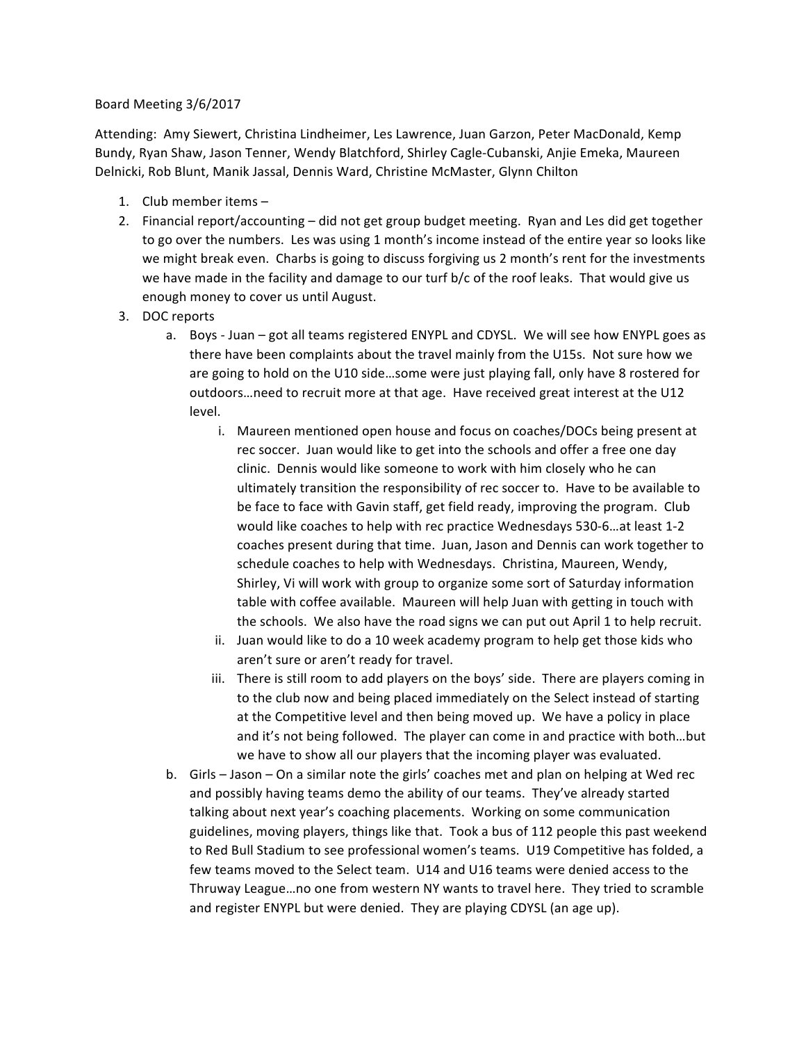Board Meeting 3/6/2017

Attending: Amy Siewert, Christina Lindheimer, Les Lawrence, Juan Garzon, Peter MacDonald, Kemp Bundy, Ryan Shaw, Jason Tenner, Wendy Blatchford, Shirley Cagle-Cubanski, Anjie Emeka, Maureen Delnicki, Rob Blunt, Manik Jassal, Dennis Ward, Christine McMaster, Glynn Chilton

1. Club member items –
2. Financial report/accounting – did not get group budget meeting. Ryan and Les did get together to go over the numbers. Les was using 1 month's income instead of the entire year so looks like we might break even. Charbs is going to discuss forgiving us 2 month's rent for the investments we have made in the facility and damage to our turf b/c of the roof leaks. That would give us enough money to cover us until August.
3. DOC reports
   a. Boys - Juan – got all teams registered ENYPL and CDYSL. We will see how ENYPL goes as there have been complaints about the travel mainly from the U15s. Not sure how we are going to hold on the U10 side…some were just playing fall, only have 8 rostered for outdoors…need to recruit more at that age. Have received great interest at the U12 level.
      i. Maureen mentioned open house and focus on coaches/DOCs being present at rec soccer. Juan would like to get into the schools and offer a free one day clinic. Dennis would like someone to work with him closely who he can ultimately transition the responsibility of rec soccer to. Have to be available to be face to face with Gavin staff, get field ready, improving the program. Club would like coaches to help with rec practice Wednesdays 530-6…at least 1-2 coaches present during that time. Juan, Jason and Dennis can work together to schedule coaches to help with Wednesdays. Christina, Maureen, Wendy, Shirley, Vi will work with group to organize some sort of Saturday information table with coffee available. Maureen will help Juan with getting in touch with the schools. We also have the road signs we can put out April 1 to help recruit.
      ii. Juan would like to do a 10 week academy program to help get those kids who aren't sure or aren't ready for travel.
      iii. There is still room to add players on the boys' side. There are players coming in to the club now and being placed immediately on the Select instead of starting at the Competitive level and then being moved up. We have a policy in place and it's not being followed. The player can come in and practice with both…but we have to show all our players that the incoming player was evaluated.
   b. Girls – Jason – On a similar note the girls' coaches met and plan on helping at Wed rec and possibly having teams demo the ability of our teams. They've already started talking about next year's coaching placements. Working on some communication guidelines, moving players, things like that. Took a bus of 112 people this past weekend to Red Bull Stadium to see professional women's teams. U19 Competitive has folded, a few teams moved to the Select team. U14 and U16 teams were denied access to the Thruway League…no one from western NY wants to travel here. They tried to scramble and register ENYPL but were denied. They are playing CDYSL (an age up).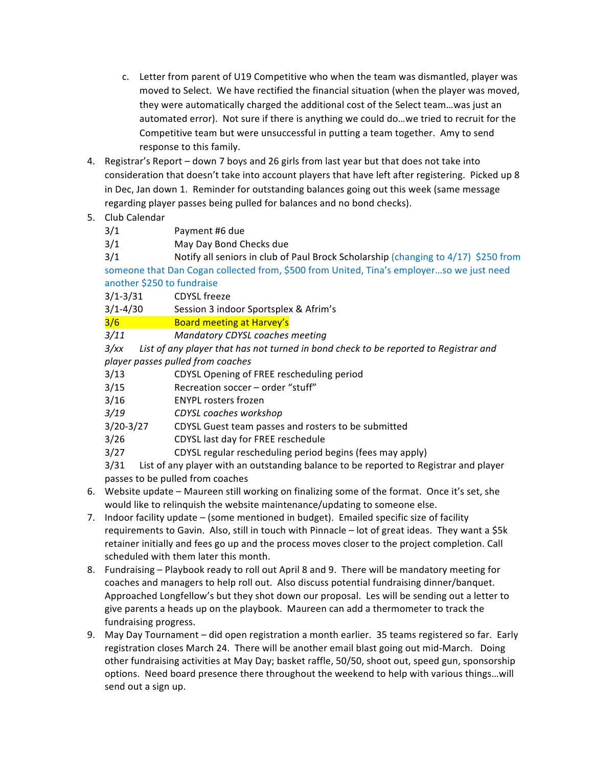c. Letter from parent of U19 Competitive who when the team was dismantled, player was moved to Select. We have rectified the financial situation (when the player was moved, they were automatically charged the additional cost of the Select team…was just an automated error). Not sure if there is anything we could do…we tried to recruit for the Competitive team but were unsuccessful in putting a team together. Amy to send response to this family.

4. Registrar's Report – down 7 boys and 26 girls from last year but that does not take into consideration that doesn't take into account players that have left after registering. Picked up 8 in Dec, Jan down 1. Reminder for outstanding balances going out this week (same message regarding player passes being pulled for balances and no bond checks).
5. Club Calendar

   3/1 Payment #6 due

   3/1 May Day Bond Checks due

   3/1 Notify all seniors in club of Paul Brock Scholarship (changing to 4/17) $250 from someone that Dan Cogan collected from, $500 from United, Tina's employer…so we just need another $250 to fundraise

   3/1-3/31 CDYSL freeze

   3/1-4/30 Session 3 indoor Sportsplex & Afrim's

   3/6 Board meeting at Harvey's

   *3/11 Mandatory CDYSL coaches meeting*

   *3/xx List of any player that has not turned in bond check to be reported to Registrar and player passes pulled from coaches*

   3/13 CDYSL Opening of FREE rescheduling period

   3/15 Recreation soccer – order "stuff"

   3/16 ENYPL rosters frozen

   *3/19 CDYSL coaches workshop*

   3/20-3/27 CDYSL Guest team passes and rosters to be submitted

   3/26 CDYSL last day for FREE reschedule

   3/27 CDYSL regular rescheduling period begins (fees may apply)

   3/31 List of any player with an outstanding balance to be reported to Registrar and player passes to be pulled from coaches
6. Website update – Maureen still working on finalizing some of the format. Once it's set, she would like to relinquish the website maintenance/updating to someone else.
7. Indoor facility update – (some mentioned in budget). Emailed specific size of facility requirements to Gavin. Also, still in touch with Pinnacle – lot of great ideas. They want a $5k retainer initially and fees go up and the process moves closer to the project completion. Call scheduled with them later this month.
8. Fundraising – Playbook ready to roll out April 8 and 9. There will be mandatory meeting for coaches and managers to help roll out. Also discuss potential fundraising dinner/banquet. Approached Longfellow's but they shot down our proposal. Les will be sending out a letter to give parents a heads up on the playbook. Maureen can add a thermometer to track the fundraising progress.
9. May Day Tournament – did open registration a month earlier. 35 teams registered so far. Early registration closes March 24. There will be another email blast going out mid-March. Doing other fundraising activities at May Day; basket raffle, 50/50, shoot out, speed gun, sponsorship options. Need board presence there throughout the weekend to help with various things…will send out a sign up.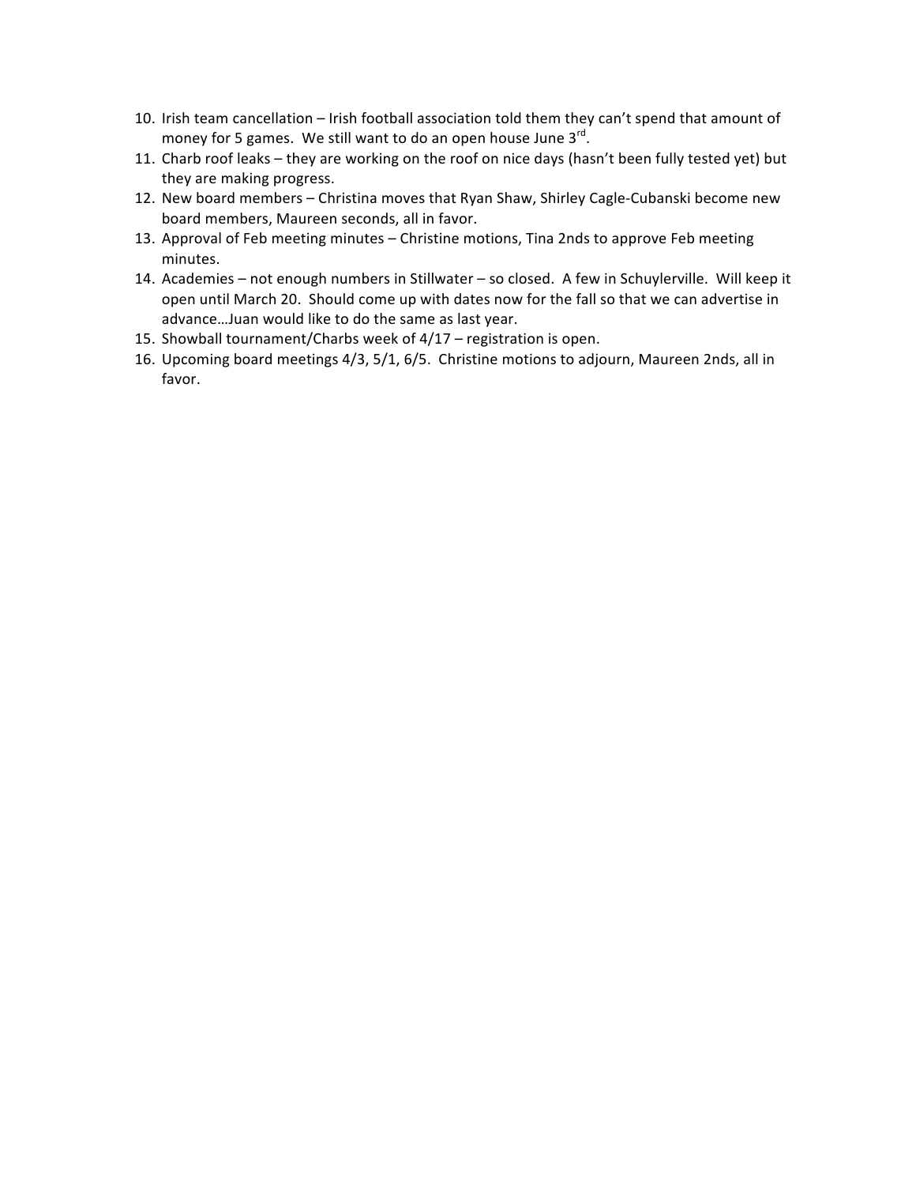10. Irish team cancellation – Irish football association told them they can't spend that amount of money for 5 games. We still want to do an open house June 3rd.
11. Charb roof leaks – they are working on the roof on nice days (hasn't been fully tested yet) but they are making progress.
12. New board members – Christina moves that Ryan Shaw, Shirley Cagle-Cubanski become new board members, Maureen seconds, all in favor.
13. Approval of Feb meeting minutes – Christine motions, Tina 2nds to approve Feb meeting minutes.
14. Academies – not enough numbers in Stillwater – so closed. A few in Schuylerville. Will keep it open until March 20. Should come up with dates now for the fall so that we can advertise in advance…Juan would like to do the same as last year.
15. Showball tournament/Charbs week of 4/17 – registration is open.
16. Upcoming board meetings 4/3, 5/1, 6/5. Christine motions to adjourn, Maureen 2nds, all in favor.